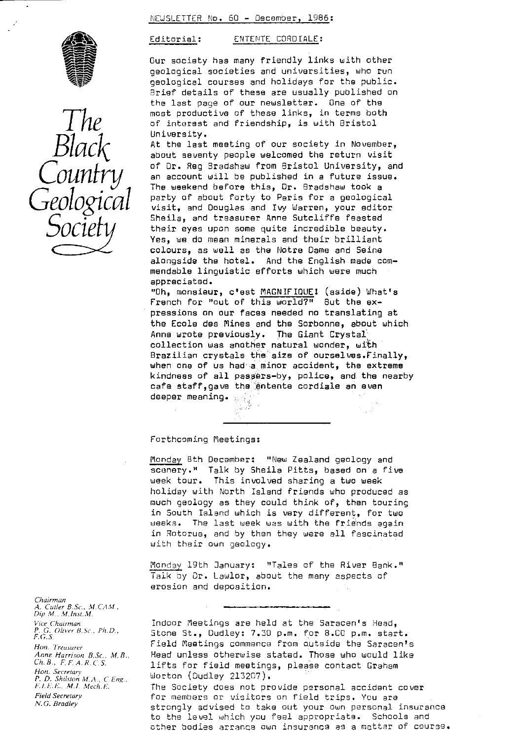# The Black Country Geological Society

NEWSLETTER No. 60 - December, 1986:

## Editorial: ENTENTE CORDIALE:

Our society has many friendly links with other geological societies and universities, who run geological courses and holidays for the public. Brief details of these are usually published on the last page of our newsletter. One of the most productive of these links, in terms both of interest and friendship, is with Bristol University.

At the last meeting of our society in November, about seventy people welcomed the return visit of Dr. Reg Bradshaw from Bristol University, and an account will be published in a future issue. The weekend before this, Dr. Bradshaw took a party of about forty to Paris for a geological visit, and Douglas and Ivy Warren, your editor Sheila, and treasurer Anne Sutcliffe feasted their eyes upon some quite incredible beauty. Yes, we do mean minerals and their brilliant colours, as well as the Notre Dame and Seine alongside the hotel. And the English made commendable linguistic efforts which were much appreciated.

"Oh, monsieur, c'est MAGNIFIQUE! (aside) What's French for "out of this world?" But the expressions on our faces needed no translating at the Ecole des Mines and the Sorbonne, about which Anne wrote previously. The Giant Crystal collection was another natural wonder, with Brazilian crystals the size of ourselves. Finally, when one of us had a minor accident, the extreme kindness of all passers-by, police, and the nearby cafe staff, gave the entente cordiale an even deeper meaning.

## Forthcoming Meetings:

Monday 8th December: "New Zealand geology and scenery." Talk by Sheila Pitts, based on a five week tour. This involved sharing a two week holiday with North Island friends who produced as much geology as they could think of, then touring in South Island which is very different, for two weeks. The last week was with the friends again in Rotorua, and by then they were all fascinated with their own geology.

Monday 19th January: "Tales of the River Bank." Talk by Dr. Lawlor, about the many aspects of erosion and deposition.

Indoor Meetings are held at the Saracen's Head, Stone St., Dudley: 7.30 p.m. for 8.00 p.m. start. Field Meetings commence from outside the Saracen's Head unless otherwise stated. Those who would like lifts for field meetings, please contact Graham Worton (Dudley 213207).

The Society does not provide personal accident cover for members or visitors on field trips. You are strongly advised to take out your own personal insurance to the level which you feel appropriate. Schools and other bodies arrange own insurance as a matter of course.

*Chairman*
A. Cutler B.Sc., M.CAM., Dip.M., M.Inst.M.

*Vice Chairman*
P. G. Oliver B.Sc., Ph.D., F.G.S.

*Hon. Treasurer*
Anne Harrison B.Sc., M.B., Ch.B., F.F.A.R.C.S.

*Hon. Secretary*
P. D. Shilston M.A., C.Eng., F.I.E.E., M.I. Mech.E.

*Field Secretary*
N.G. Bradley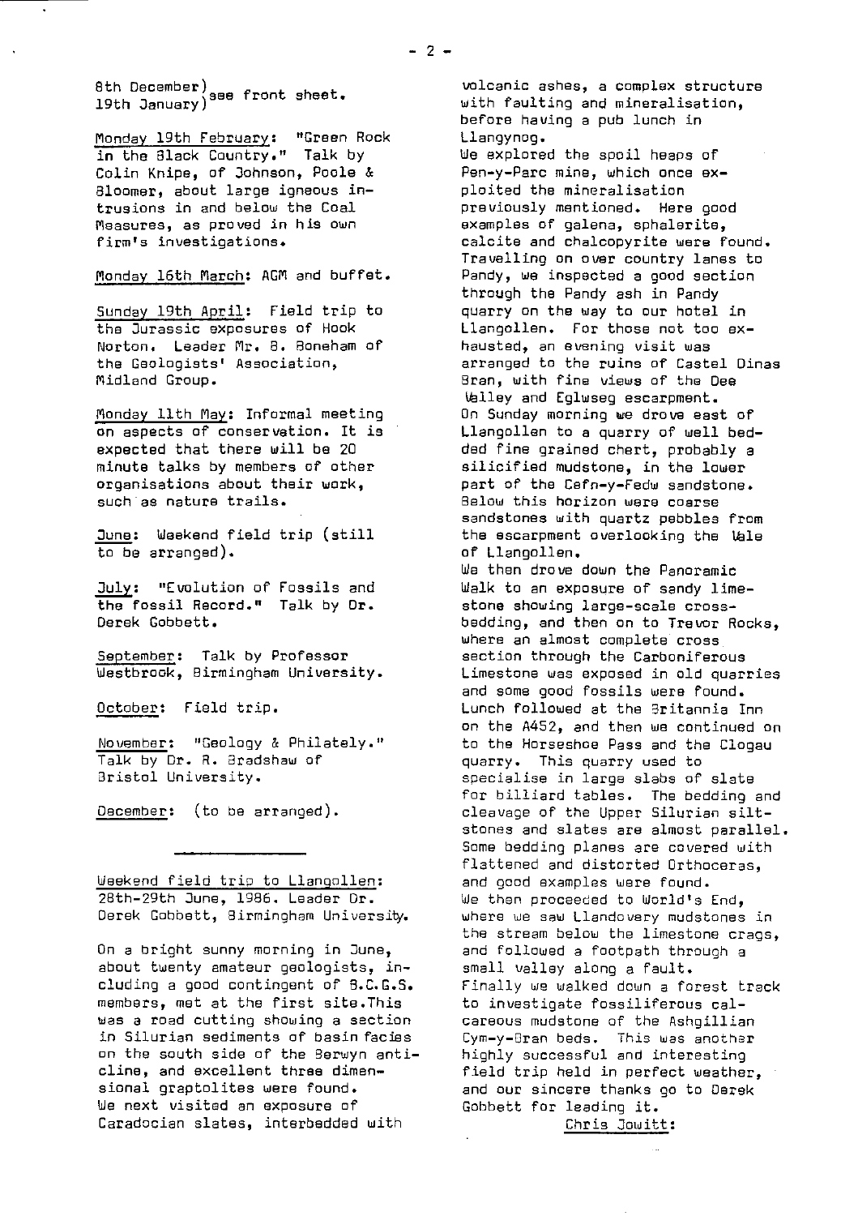8th December)
19th January) see front sheet.

<u>Monday 19th February</u>: "Green Rock in the Black Country." Talk by Colin Knipe, of Johnson, Poole & Bloomer, about large igneous intrusions in and below the Coal Measures, as proved in his own firm's investigations.

<u>Monday 16th March</u>: AGM and buffet.

<u>Sunday 19th April</u>: Field trip to the Jurassic exposures of Hook Norton. Leader Mr. B. Boneham of the Geologists' Association, Midland Group.

<u>Monday 11th May</u>: Informal meeting on aspects of conservation. It is expected that there will be 20 minute talks by members of other organisations about their work, such as nature trails.

<u>June</u>: Weekend field trip (still to be arranged).

<u>July</u>: "Evolution of Fossils and the Fossil Record." Talk by Dr. Derek Gobbett.

<u>September</u>: Talk by Professor Westbrook, Birmingham University.

<u>October</u>: Field trip.

<u>November</u>: "Geology & Philately." Talk by Dr. R. Bradshaw of Bristol University.

<u>December</u>: (to be arranged).

---

<u>Weekend field trip to Llangollen</u>: 28th-29th June, 1986. Leader Dr. Derek Gobbett, Birmingham University.

On a bright sunny morning in June, about twenty amateur geologists, including a good contingent of B.C.G.S. members, met at the first site. This was a road cutting showing a section in Silurian sediments of basin facies on the south side of the Berwyn anticline, and excellent three dimensional graptolites were found.
We next visited an exposure of Caradocian slates, interbedded with volcanic ashes, a complex structure with faulting and mineralisation, before having a pub lunch in Llangynog.
We explored the spoil heaps of Pen-y-Parc mine, which once exploited the mineralisation previously mentioned. Here good examples of galena, sphalerite, calcite and chalcopyrite were found. Travelling on over country lanes to Pandy, we inspected a good section through the Pandy ash in Pandy quarry on the way to our hotel in Llangollen. For those not too exhausted, an evening visit was arranged to the ruins of Castel Dinas Bran, with fine views of the Dee Valley and Eglwseg escarpment.
On Sunday morning we drove east of Llangollen to a quarry of well bedded fine grained chert, probably a silicified mudstone, in the lower part of the Cefn-y-Fedw sandstone. Below this horizon were coarse sandstones with quartz pebbles from the escarpment overlooking the Vale of Llangollen.
We then drove down the Panoramic Walk to an exposure of sandy limestone showing large-scale cross-bedding, and then on to Trevor Rocks, where an almost complete cross section through the Carboniferous Limestone was exposed in old quarries and some good fossils were found. Lunch followed at the Britannia Inn on the A452, and then we continued on to the Horseshoe Pass and the Clogau quarry. This quarry used to specialise in large slabs of slate for billiard tables. The bedding and cleavage of the Upper Silurian siltstones and slates are almost parallel. Some bedding planes are covered with flattened and distorted Orthoceras, and good examples were found.
We then proceeded to World's End, where we saw Llandovery mudstones in the stream below the limestone crags, and followed a footpath through a small valley along a fault.
Finally we walked down a forest track to investigate fossiliferous calcareous mudstone of the Ashgillian Cym-y-Bran beds. This was another highly successful and interesting field trip held in perfect weather, and our sincere thanks go to Derek Gobbett for leading it.

<u>Chris Jowitt</u>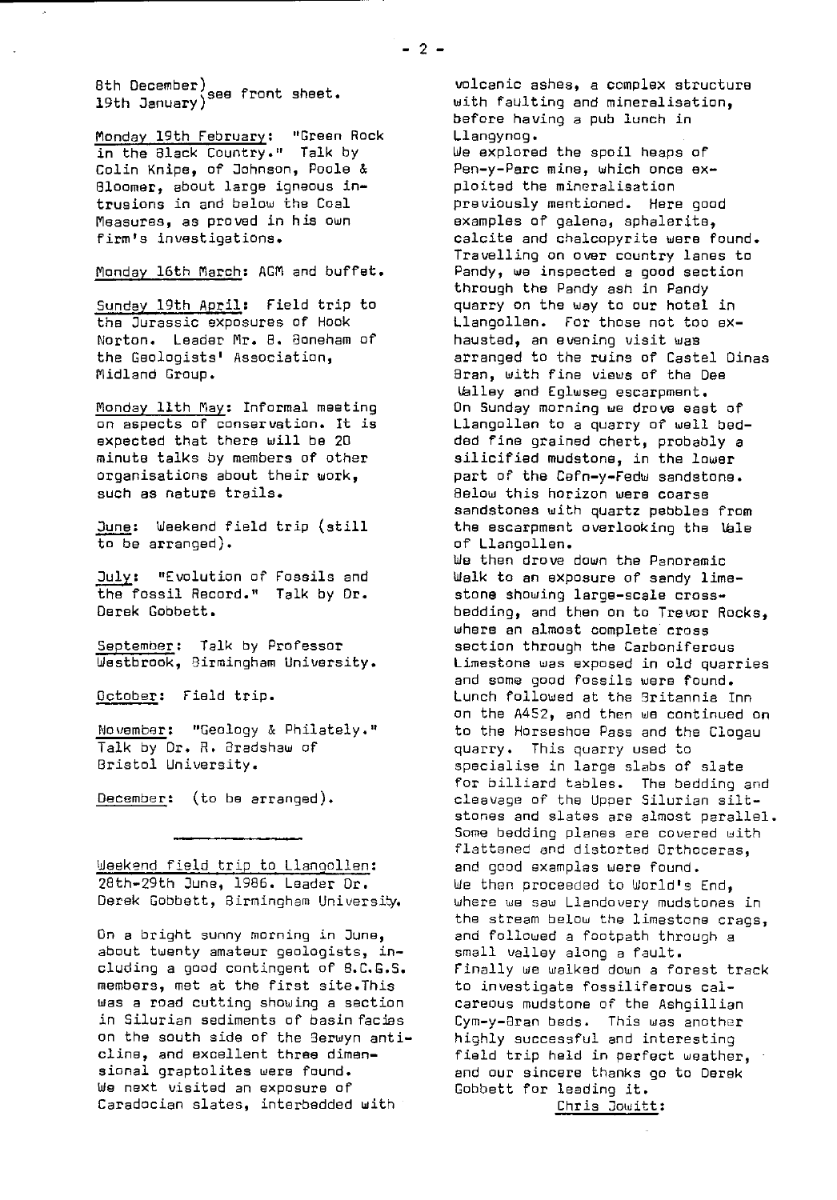8th December)
19th January) see front sheet.

Monday 19th February: "Green Rock in the Black Country." Talk by Colin Knipe, of Johnson, Poole & Bloomer, about large igneous intrusions in and below the Coal Measures, as proved in his own firm's investigations.

Monday 16th March: AGM and buffet.

Sunday 19th April: Field trip to the Jurassic exposures of Hook Norton. Leader Mr. B. Boneham of the Geologists' Association, Midland Group.

Monday 11th May: Informal meeting on aspects of conservation. It is expected that there will be 20 minute talks by members of other organisations about their work, such as nature trails.

June: Weekend field trip (still to be arranged).

July: "Evolution of Fossils and the fossil Record." Talk by Dr. Derek Gobbett.

September: Talk by Professor Westbrook, Birmingham University.

October: Field trip.

November: "Geology & Philately." Talk by Dr. R. Bradshaw of Bristol University.

December: (to be arranged).

---

Weekend field trip to Llangollen: 28th-29th June, 1986. Leader Dr. Derek Gobbett, Birmingham University.

On a bright sunny morning in June, about twenty amateur geologists, including a good contingent of B.C.G.S. members, met at the first site. This was a road cutting showing a section in Silurian sediments of basin facies on the south side of the Berwyn anticline, and excellent three dimensional graptolites were found.
We next visited an exposure of Caradocian slates, interbedded with volcanic ashes, a complex structure with faulting and mineralisation, before having a pub lunch in Llangynog.
We explored the spoil heaps of Pen-y-Parc mine, which once exploited the mineralisation previously mentioned. Here good examples of galena, sphalerite, calcite and chalcopyrite were found. Travelling on over country lanes to Pandy, we inspected a good section through the Pandy ash in Pandy quarry on the way to our hotel in Llangollen. For those not too exhausted, an evening visit was arranged to the ruins of Castel Dinas Bran, with fine views of the Dee Valley and Eglwseg escarpment.
On Sunday morning we drove east of Llangollen to a quarry of well bedded fine grained chert, probably a silicified mudstone, in the lower part of the Cefn-y-Fedw sandstone. Below this horizon were coarse sandstones with quartz pebbles from the escarpment overlooking the Vale of Llangollen.
We then drove down the Panoramic Walk to an exposure of sandy limestone showing large-scale cross-bedding, and then on to Trevor Rocks, where an almost complete cross section through the Carboniferous Limestone was exposed in old quarries and some good fossils were found. Lunch followed at the Britannia Inn on the A452, and then we continued on to the Horseshoe Pass and the Clogau quarry. This quarry used to specialise in large slabs of slate for billiard tables. The bedding and cleavage of the Upper Silurian siltstones and slates are almost parallel. Some bedding planes are covered with flattened and distorted Orthoceras, and good examples were found.
We then proceeded to World's End, where we saw Llandovery mudstones in the stream below the limestone crags, and followed a footpath through a small valley along a fault.
Finally we walked down a forest track to investigate fossiliferous calcareous mudstone of the Ashgillian Cym-y-Bran beds. This was another highly successful and interesting field trip held in perfect weather, and our sincere thanks go to Derek Gobbett for leading it.

Chris Jowitt: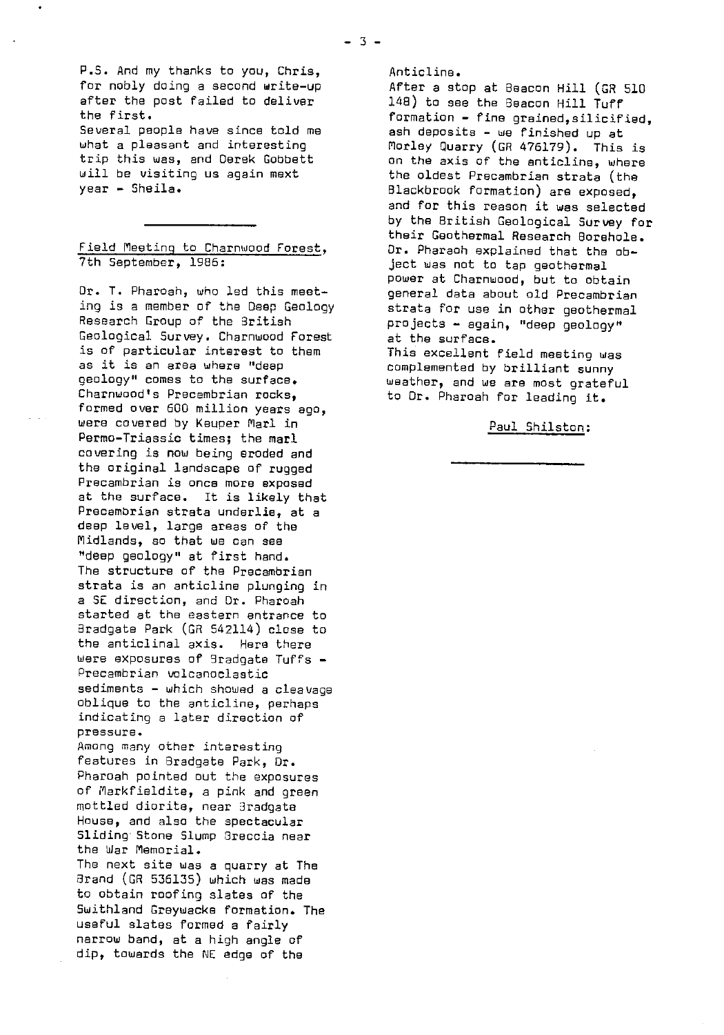P.S. And my thanks to you, Chris, for nobly doing a second write-up after the post failed to deliver the first.
Several people have since told me what a pleasant and interesting trip this was, and Derek Gobbett will be visiting us again next year - Sheila.

---

## Field Meeting to Charnwood Forest, 7th September, 1986:

Dr. T. Pharoah, who led this meeting is a member of the Deep Geology Research Group of the British Geological Survey. Charnwood Forest is of particular interest to them as it is an area where "deep geology" comes to the surface. Charnwood's Precambrian rocks, formed over 600 million years ago, were covered by Keuper Marl in Permo-Triassic times; the marl covering is now being eroded and the original landscape of rugged Precambrian is once more exposed at the surface. It is likely that Precambrian strata underlie, at a deep level, large areas of the Midlands, so that we can see "deep geology" at first hand.
The structure of the Precambrian strata is an anticline plunging in a SE direction, and Dr. Pharoah started at the eastern entrance to Bradgate Park (GR 542114) close to the anticlinal axis. Here there were exposures of Bradgate Tuffs - Precambrian volcanoclastic sediments - which showed a cleavage oblique to the anticline, perhaps indicating a later direction of pressure.
Among many other interesting features in Bradgate Park, Dr. Pharoah pointed out the exposures of Markfieldite, a pink and green mottled diorite, near Bradgate House, and also the spectacular Sliding Stone Slump Breccia near the War Memorial.
The next site was a quarry at The Brand (GR 536135) which was made to obtain roofing slates of the Swithland Greywacke formation. The useful slates formed a fairly narrow band, at a high angle of dip, towards the NE edge of the Anticline.
After a stop at Beacon Hill (GR 510 148) to see the Beacon Hill Tuff formation - fine grained, silicified, ash deposits - we finished up at Morley Quarry (GR 476179). This is on the axis of the anticline, where the oldest Precambrian strata (the Blackbrook formation) are exposed, and for this reason it was selected by the British Geological Survey for their Geothermal Research Borehole. Dr. Pharaoh explained that the object was not to tap geothermal power at Charnwood, but to obtain general data about old Precambrian strata for use in other geothermal projects - again, "deep geology" at the surface.
This excellent field meeting was complemented by brilliant sunny weather, and we are most grateful to Dr. Pharoah for leading it.

Paul Shilston:

---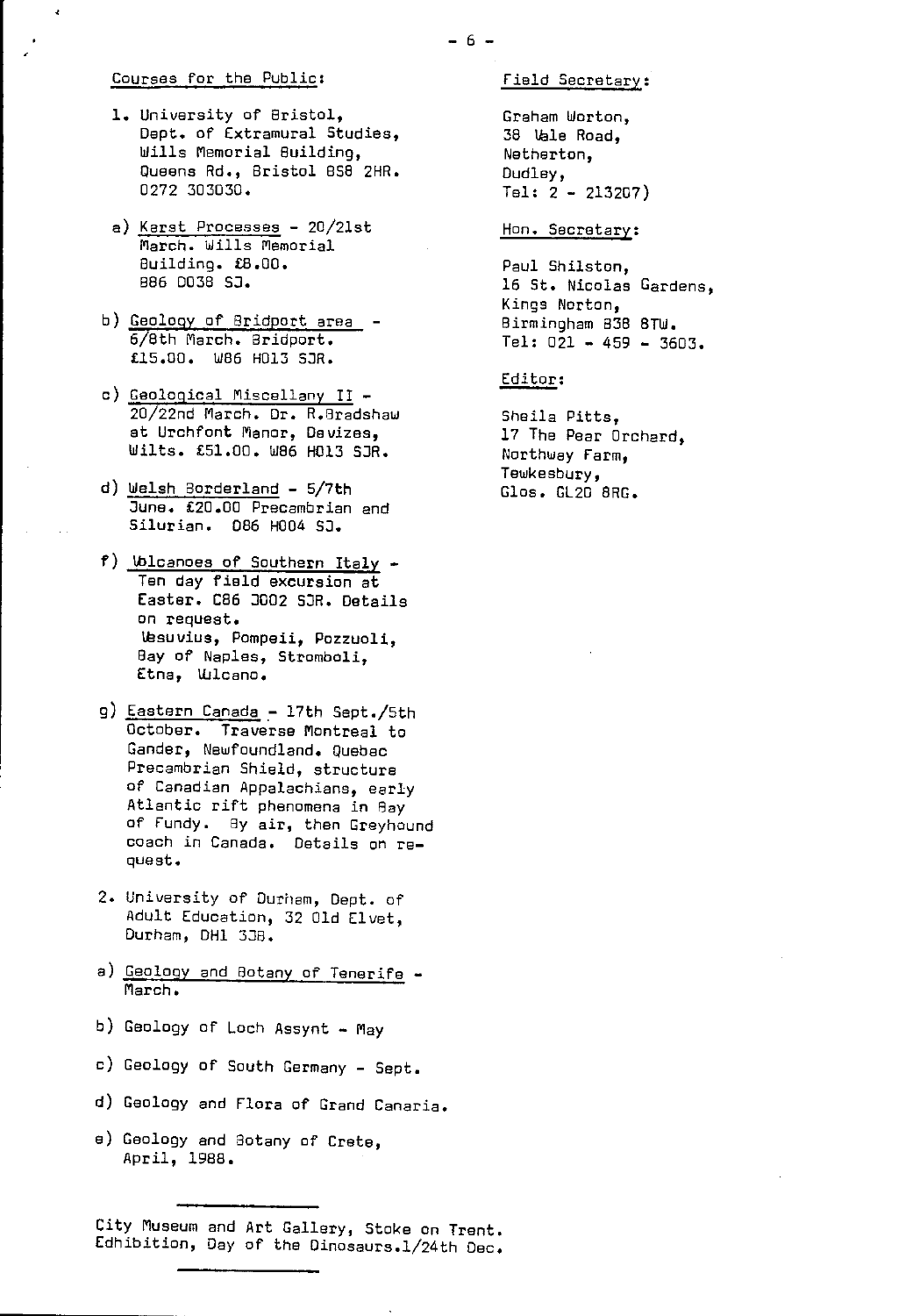Courses for the Public:

1. University of Bristol, Dept. of Extramural Studies, Wills Memorial Building, Queens Rd., Bristol BS8 2HR. 0272 303030.

a) Kerst Processes - 20/21st March. Wills Memorial Building. £8.00. B86 D038 SJ.

b) Geology of Bridport area - 6/8th March. Bridport. £15.00. W86 H013 SJR.

c) Geological Miscellany II - 20/22nd March. Dr. R.Bradshaw at Urchfont Manor, Devizes, Wilts. £51.00. W86 H013 SJR.

d) Welsh Borderland - 5/7th June. £20.00 Precambrian and Silurian. D86 H004 SJ.

f) Volcanoes of Southern Italy - Ten day field excursion at Easter. C86 J002 SJR. Details on request. Vesuvius, Pompeii, Pozzuoli, Bay of Naples, Stromboli, Etna, Vulcano.

g) Eastern Canada - 17th Sept./5th October. Traverse Montreal to Gander, Newfoundland. Quebec Precambrian Shield, structure of Canadian Appalachians, early Atlantic rift phenomena in Bay of Fundy. By air, then Greyhound coach in Canada. Details on request.

2. University of Durham, Dept. of Adult Education, 32 Old Elvet, Durham, DH1 3JB.

a) Geology and Botany of Tenerife - March.

b) Geology of Loch Assynt - May

c) Geology of South Germany - Sept.

d) Geology and Flora of Grand Canaria.

e) Geology and Botany of Crete, April, 1988.

---

City Museum and Art Gallery, Stoke on Trent. Edhibition, Day of the Dinosaurs.1/24th Dec.

---

Field Secretary:

Graham Worton,
38 Vale Road,
Netherton,
Dudley,
Tel: 2 - 213207)

Hon. Secretary:

Paul Shilston,
16 St. Nicolas Gardens,
Kings Norton,
Birmingham B38 8TW.
Tel: 021 - 459 - 3603.

Editor:

Sheila Pitts,
17 The Pear Orchard,
Northway Farm,
Tewkesbury,
Glos. GL20 8RG.